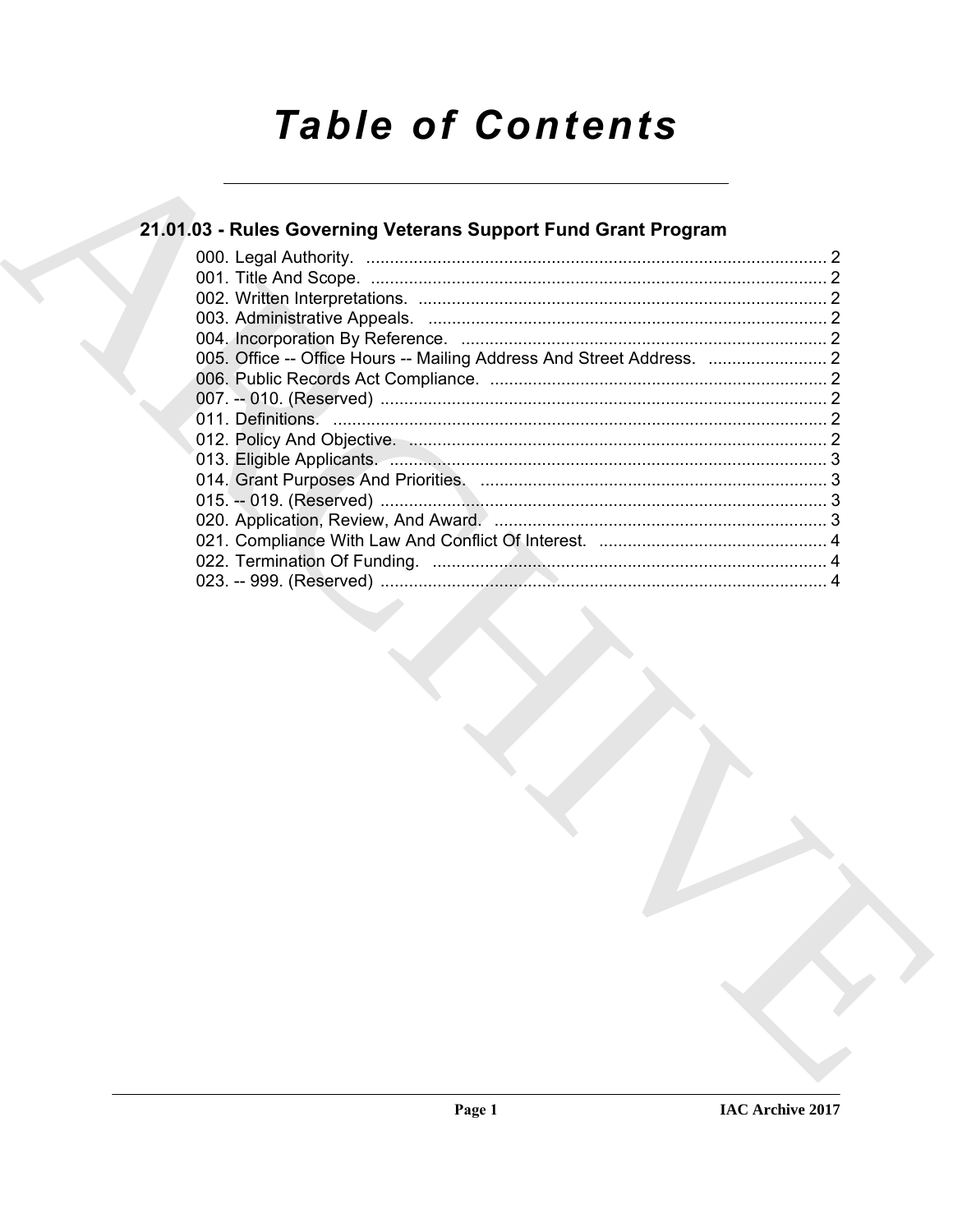# Table of Contents

## 21.01.03 - Rules Governing Veterans Support Fund Grant Program

000. Legal Authority. ........................................................ 2
001. Title And Scope. ........................................................ 2
002. Written Interpretations. ........................................................ 2
003. Administrative Appeals. ........................................................ 2
004. Incorporation By Reference. ........................................................ 2
005. Office -- Office Hours -- Mailing Address And Street Address. ........................................................ 2
006. Public Records Act Compliance. ........................................................ 2
007. -- 010. (Reserved) ........................................................ 2
011. Definitions. ........................................................ 2
012. Policy And Objective. ........................................................ 2
013. Eligible Applicants. ........................................................ 3
014. Grant Purposes And Priorities. ........................................................ 3
015. -- 019. (Reserved) ........................................................ 3
020. Application, Review, And Award. ........................................................ 3
021. Compliance With Law And Conflict Of Interest. ........................................................ 4
022. Termination Of Funding. ........................................................ 4
023. -- 999. (Reserved) ........................................................ 4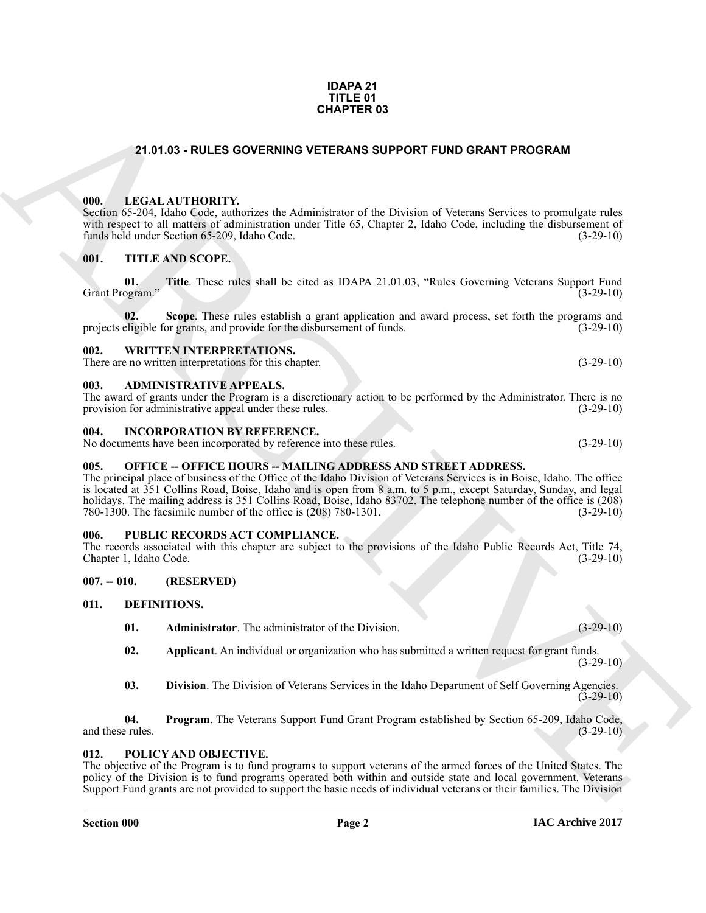**IDAPA 21**
**TITLE 01**
**CHAPTER 03**

# 21.01.03 - RULES GOVERNING VETERANS SUPPORT FUND GRANT PROGRAM

## 000. LEGAL AUTHORITY.

Section 65-204, Idaho Code, authorizes the Administrator of the Division of Veterans Services to promulgate rules with respect to all matters of administration under Title 65, Chapter 2, Idaho Code, including the disbursement of funds held under Section 65-209, Idaho Code. (3-29-10)

## 001. TITLE AND SCOPE.

**01. Title**. These rules shall be cited as IDAPA 21.01.03, "Rules Governing Veterans Support Fund Grant Program." (3-29-10)

**02. Scope**. These rules establish a grant application and award process, set forth the programs and projects eligible for grants, and provide for the disbursement of funds. (3-29-10)

## 002. WRITTEN INTERPRETATIONS.

There are no written interpretations for this chapter. (3-29-10)

## 003. ADMINISTRATIVE APPEALS.

The award of grants under the Program is a discretionary action to be performed by the Administrator. There is no provision for administrative appeal under these rules. (3-29-10)

## 004. INCORPORATION BY REFERENCE.

No documents have been incorporated by reference into these rules. (3-29-10)

## 005. OFFICE -- OFFICE HOURS -- MAILING ADDRESS AND STREET ADDRESS.

The principal place of business of the Office of the Idaho Division of Veterans Services is in Boise, Idaho. The office is located at 351 Collins Road, Boise, Idaho and is open from 8 a.m. to 5 p.m., except Saturday, Sunday, and legal holidays. The mailing address is 351 Collins Road, Boise, Idaho 83702. The telephone number of the office is (208) 780-1300. The facsimile number of the office is (208) 780-1301. (3-29-10)

## 006. PUBLIC RECORDS ACT COMPLIANCE.

The records associated with this chapter are subject to the provisions of the Idaho Public Records Act, Title 74, Chapter 1, Idaho Code. (3-29-10)

## 007. -- 010. (RESERVED)

## 011. DEFINITIONS.

**01. Administrator**. The administrator of the Division. (3-29-10)

**02. Applicant**. An individual or organization who has submitted a written request for grant funds. (3-29-10)

**03. Division**. The Division of Veterans Services in the Idaho Department of Self Governing Agencies. (3-29-10)

**04. Program**. The Veterans Support Fund Grant Program established by Section 65-209, Idaho Code, and these rules. (3-29-10)

## 012. POLICY AND OBJECTIVE.

The objective of the Program is to fund programs to support veterans of the armed forces of the United States. The policy of the Division is to fund programs operated both within and outside state and local government. Veterans Support Fund grants are not provided to support the basic needs of individual veterans or their families. The Division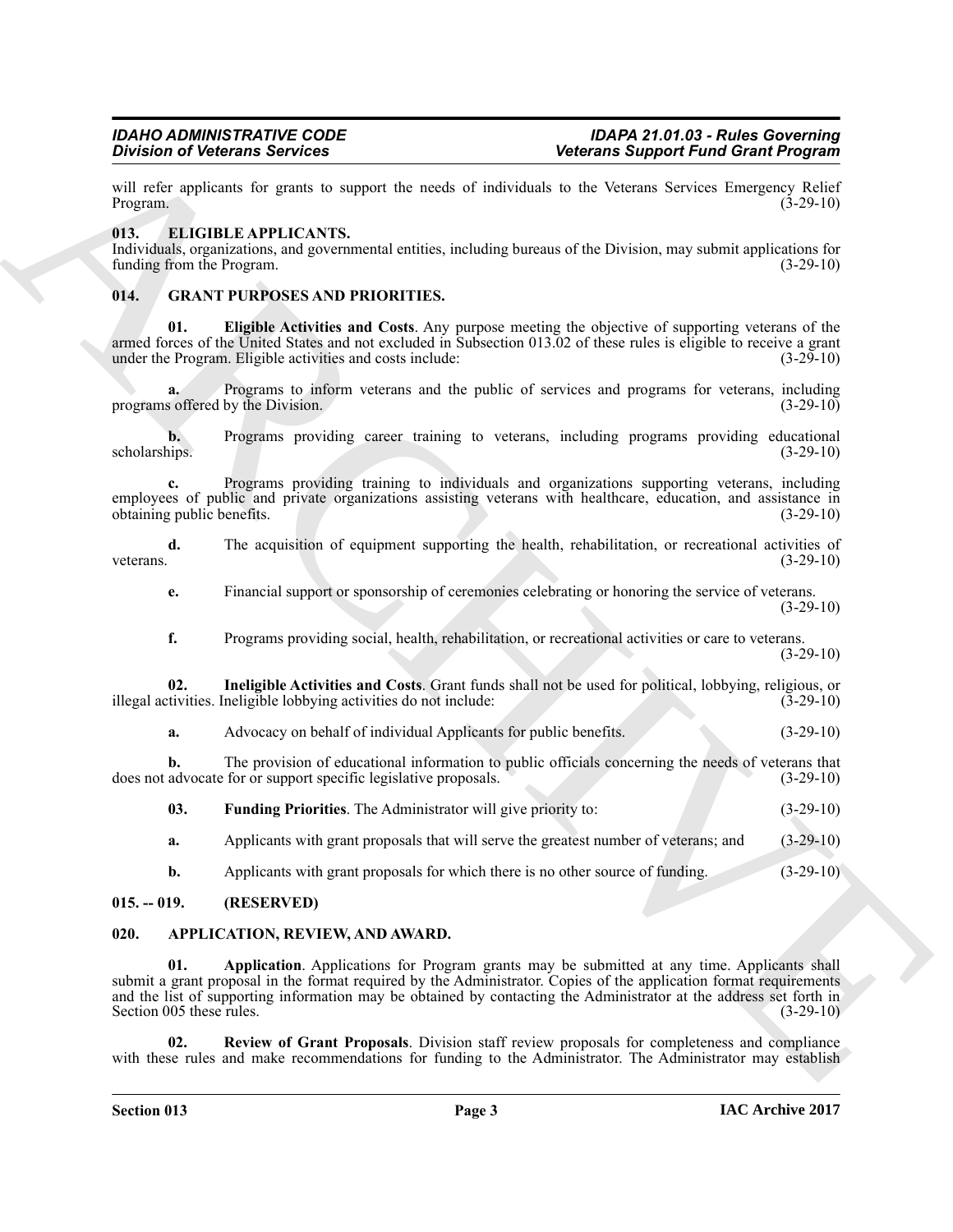will refer applicants for grants to support the needs of individuals to the Veterans Services Emergency Relief Program. (3-29-10)

### 013. ELIGIBLE APPLICANTS.

Individuals, organizations, and governmental entities, including bureaus of the Division, may submit applications for funding from the Program. (3-29-10)

### 014. GRANT PURPOSES AND PRIORITIES.

**01. Eligible Activities and Costs**. Any purpose meeting the objective of supporting veterans of the armed forces of the United States and not excluded in Subsection 013.02 of these rules is eligible to receive a grant under the Program. Eligible activities and costs include: (3-29-10)

**a.** Programs to inform veterans and the public of services and programs for veterans, including programs offered by the Division. (3-29-10)

**b.** Programs providing career training to veterans, including programs providing educational scholarships. (3-29-10)

**c.** Programs providing training to individuals and organizations supporting veterans, including employees of public and private organizations assisting veterans with healthcare, education, and assistance in obtaining public benefits. (3-29-10)

**d.** The acquisition of equipment supporting the health, rehabilitation, or recreational activities of veterans. (3-29-10)

**e.** Financial support or sponsorship of ceremonies celebrating or honoring the service of veterans. (3-29-10)

**f.** Programs providing social, health, rehabilitation, or recreational activities or care to veterans. (3-29-10)

**02. Ineligible Activities and Costs**. Grant funds shall not be used for political, lobbying, religious, or illegal activities. Ineligible lobbying activities do not include: (3-29-10)

**a.** Advocacy on behalf of individual Applicants for public benefits. (3-29-10)

**b.** The provision of educational information to public officials concerning the needs of veterans that does not advocate for or support specific legislative proposals. (3-29-10)

**03. Funding Priorities**. The Administrator will give priority to: (3-29-10)

**a.** Applicants with grant proposals that will serve the greatest number of veterans; and (3-29-10)

**b.** Applicants with grant proposals for which there is no other source of funding. (3-29-10)

### 015. -- 019. (RESERVED)

### 020. APPLICATION, REVIEW, AND AWARD.

**01. Application**. Applications for Program grants may be submitted at any time. Applicants shall submit a grant proposal in the format required by the Administrator. Copies of the application format requirements and the list of supporting information may be obtained by contacting the Administrator at the address set forth in Section 005 these rules. (3-29-10)

**02. Review of Grant Proposals**. Division staff review proposals for completeness and compliance with these rules and make recommendations for funding to the Administrator. The Administrator may establish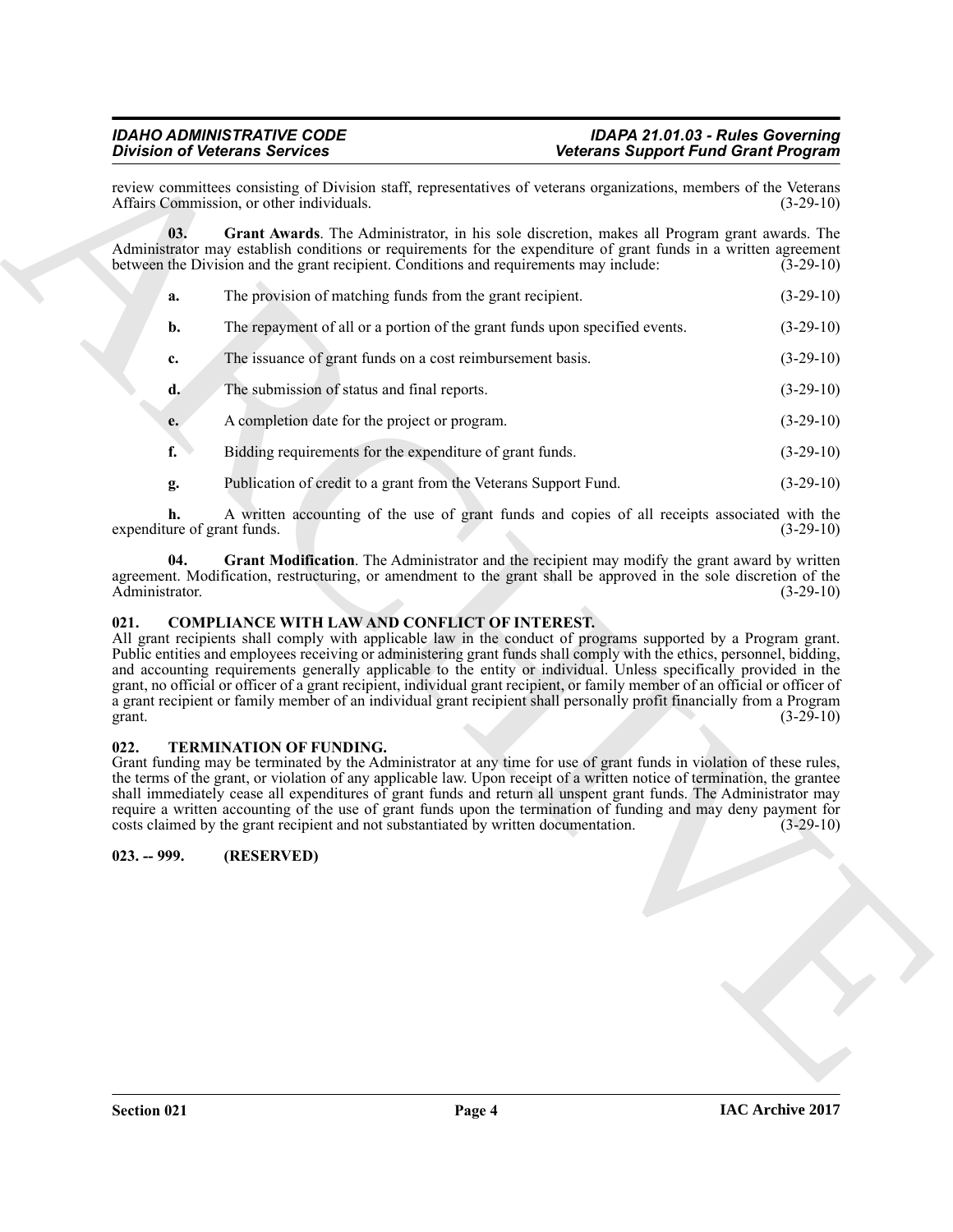review committees consisting of Division staff, representatives of veterans organizations, members of the Veterans Affairs Commission, or other individuals. (3-29-10)

**03. Grant Awards**. The Administrator, in his sole discretion, makes all Program grant awards. The Administrator may establish conditions or requirements for the expenditure of grant funds in a written agreement between the Division and the grant recipient. Conditions and requirements may include: (3-29-10)

**a.** The provision of matching funds from the grant recipient. (3-29-10)

**b.** The repayment of all or a portion of the grant funds upon specified events. (3-29-10)

**c.** The issuance of grant funds on a cost reimbursement basis. (3-29-10)

**d.** The submission of status and final reports. (3-29-10)

**e.** A completion date for the project or program. (3-29-10)

**f.** Bidding requirements for the expenditure of grant funds. (3-29-10)

**g.** Publication of credit to a grant from the Veterans Support Fund. (3-29-10)

**h.** A written accounting of the use of grant funds and copies of all receipts associated with the expenditure of grant funds. (3-29-10)

**04. Grant Modification**. The Administrator and the recipient may modify the grant award by written agreement. Modification, restructuring, or amendment to the grant shall be approved in the sole discretion of the Administrator. (3-29-10)

### 021. COMPLIANCE WITH LAW AND CONFLICT OF INTEREST.

All grant recipients shall comply with applicable law in the conduct of programs supported by a Program grant. Public entities and employees receiving or administering grant funds shall comply with the ethics, personnel, bidding, and accounting requirements generally applicable to the entity or individual. Unless specifically provided in the grant, no official or officer of a grant recipient, individual grant recipient, or family member of an official or officer of a grant recipient or family member of an individual grant recipient shall personally profit financially from a Program grant. (3-29-10)

### 022. TERMINATION OF FUNDING.

Grant funding may be terminated by the Administrator at any time for use of grant funds in violation of these rules, the terms of the grant, or violation of any applicable law. Upon receipt of a written notice of termination, the grantee shall immediately cease all expenditures of grant funds and return all unspent grant funds. The Administrator may require a written accounting of the use of grant funds upon the termination of funding and may deny payment for costs claimed by the grant recipient and not substantiated by written documentation. (3-29-10)

### 023. -- 999. (RESERVED)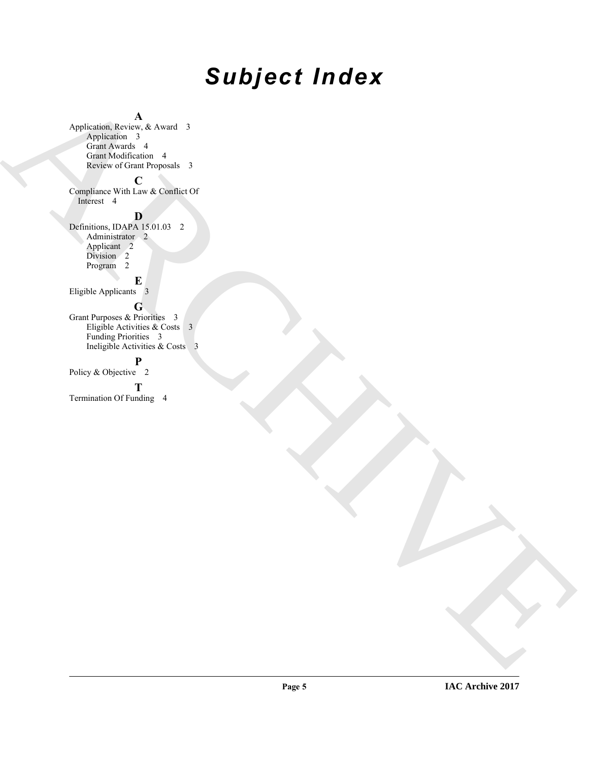# *Subject Index*

**A**

Application, Review, & Award 3
- Application 3
- Grant Awards 4
- Grant Modification 4
- Review of Grant Proposals 3

**C**

Compliance With Law & Conflict Of Interest 4

**D**

Definitions, IDAPA 15.01.03 2
- Administrator 2
- Applicant 2
- Division 2
- Program 2

**E**

Eligible Applicants 3

**G**

Grant Purposes & Priorities 3
- Eligible Activities & Costs 3
- Funding Priorities 3
- Ineligible Activities & Costs 3

**P**

Policy & Objective 2

**T**

Termination Of Funding 4